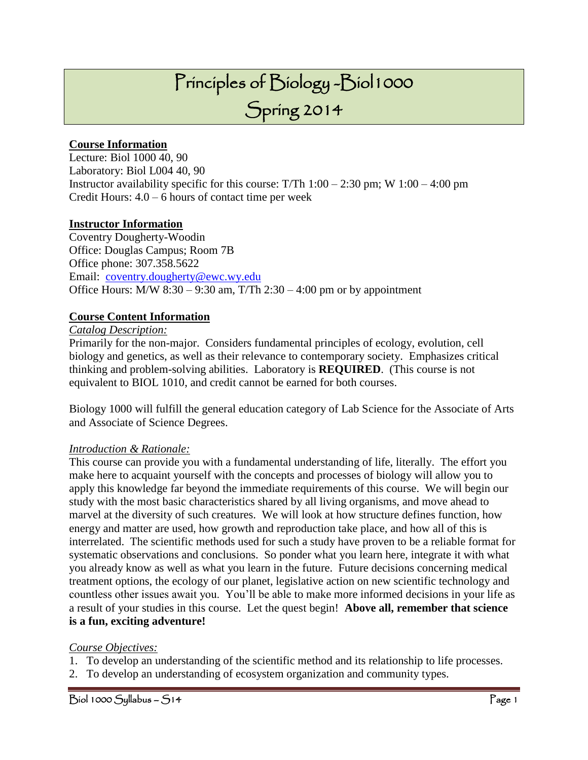# Principles of Biology -Biol 1000
# Spring 2014

## Course Information

Lecture: Biol 1000 40, 90
Laboratory: Biol L004 40, 90
Instructor availability specific for this course: T/Th 1:00 – 2:30 pm; W 1:00 – 4:00 pm
Credit Hours: 4.0 – 6 hours of contact time per week

## Instructor Information

Coventry Dougherty-Woodin
Office: Douglas Campus; Room 7B
Office phone: 307.358.5622
Email: coventry.dougherty@ewc.wy.edu
Office Hours: M/W 8:30 – 9:30 am, T/Th 2:30 – 4:00 pm or by appointment

## Course Content Information

*Catalog Description:*

Primarily for the non-major. Considers fundamental principles of ecology, evolution, cell biology and genetics, as well as their relevance to contemporary society. Emphasizes critical thinking and problem-solving abilities. Laboratory is **REQUIRED**. (This course is not equivalent to BIOL 1010, and credit cannot be earned for both courses.

Biology 1000 will fulfill the general education category of Lab Science for the Associate of Arts and Associate of Science Degrees.

*Introduction & Rationale:*

This course can provide you with a fundamental understanding of life, literally. The effort you make here to acquaint yourself with the concepts and processes of biology will allow you to apply this knowledge far beyond the immediate requirements of this course. We will begin our study with the most basic characteristics shared by all living organisms, and move ahead to marvel at the diversity of such creatures. We will look at how structure defines function, how energy and matter are used, how growth and reproduction take place, and how all of this is interrelated. The scientific methods used for such a study have proven to be a reliable format for systematic observations and conclusions. So ponder what you learn here, integrate it with what you already know as well as what you learn in the future. Future decisions concerning medical treatment options, the ecology of our planet, legislative action on new scientific technology and countless other issues await you. You'll be able to make more informed decisions in your life as a result of your studies in this course. Let the quest begin! **Above all, remember that science is a fun, exciting adventure!**

*Course Objectives:*

1. To develop an understanding of the scientific method and its relationship to life processes.
2. To develop an understanding of ecosystem organization and community types.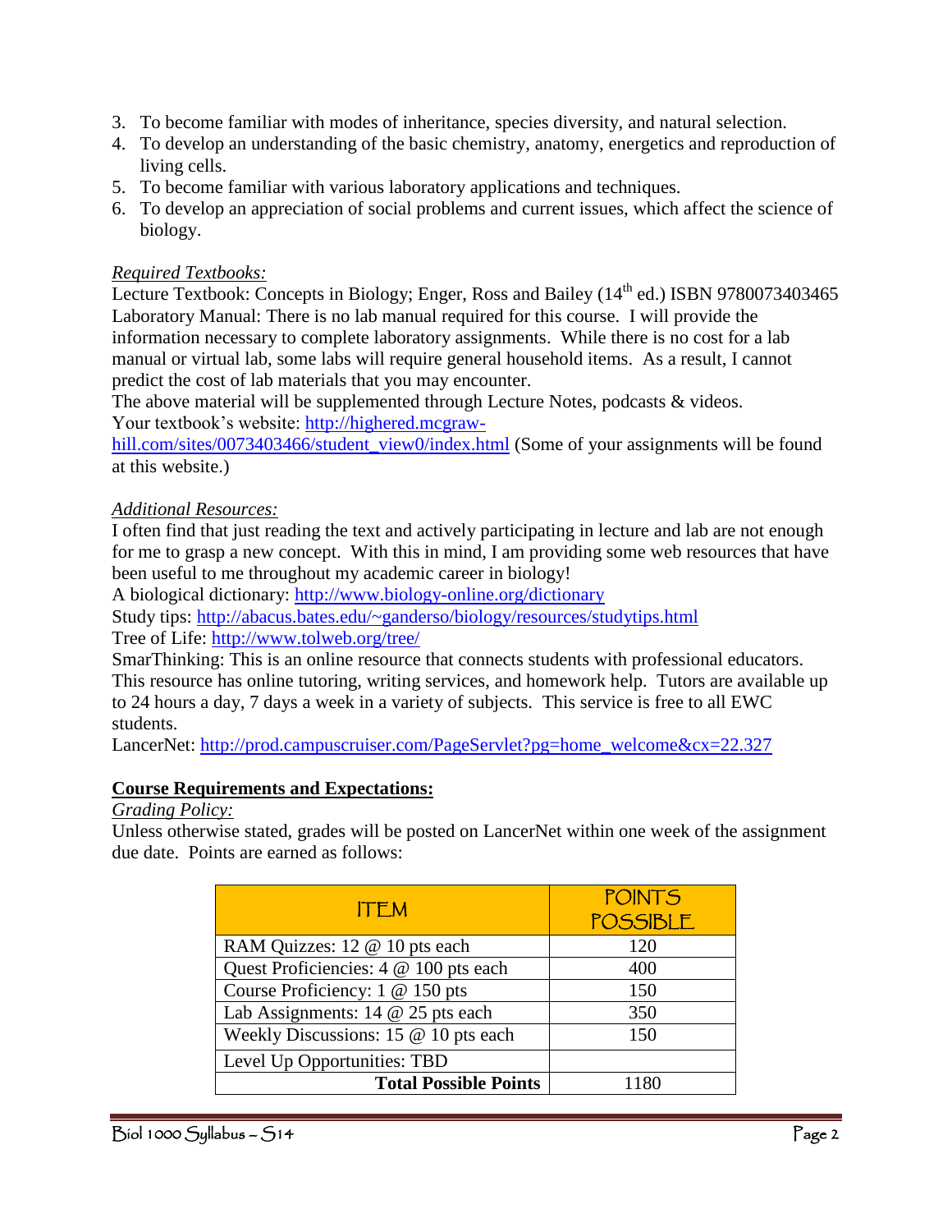3. To become familiar with modes of inheritance, species diversity, and natural selection.
4. To develop an understanding of the basic chemistry, anatomy, energetics and reproduction of living cells.
5. To become familiar with various laboratory applications and techniques.
6. To develop an appreciation of social problems and current issues, which affect the science of biology.

*Required Textbooks:*

Lecture Textbook: Concepts in Biology; Enger, Ross and Bailey (14th ed.) ISBN 9780073403465
Laboratory Manual: There is no lab manual required for this course. I will provide the information necessary to complete laboratory assignments. While there is no cost for a lab manual or virtual lab, some labs will require general household items. As a result, I cannot predict the cost of lab materials that you may encounter.
The above material will be supplemented through Lecture Notes, podcasts & videos.
Your textbook's website: http://highered.mcgraw-hill.com/sites/0073403466/student_view0/index.html (Some of your assignments will be found at this website.)

*Additional Resources:*

I often find that just reading the text and actively participating in lecture and lab are not enough for me to grasp a new concept. With this in mind, I am providing some web resources that have been useful to me throughout my academic career in biology!
A biological dictionary: http://www.biology-online.org/dictionary
Study tips: http://abacus.bates.edu/~ganderso/biology/resources/studytips.html
Tree of Life: http://www.tolweb.org/tree/
SmarThinking: This is an online resource that connects students with professional educators. This resource has online tutoring, writing services, and homework help. Tutors are available up to 24 hours a day, 7 days a week in a variety of subjects. This service is free to all EWC students.
LancerNet: http://prod.campuscruiser.com/PageServlet?pg=home_welcome&cx=22.327

## Course Requirements and Expectations:

*Grading Policy:*

Unless otherwise stated, grades will be posted on LancerNet within one week of the assignment due date. Points are earned as follows:

| ITEM | POINTS POSSIBLE |
|---|---|
| RAM Quizzes: 12 @ 10 pts each | 120 |
| Quest Proficiencies: 4 @ 100 pts each | 400 |
| Course Proficiency: 1 @ 150 pts | 150 |
| Lab Assignments: 14 @ 25 pts each | 350 |
| Weekly Discussions: 15 @ 10 pts each | 150 |
| Level Up Opportunities: TBD | |
| **Total Possible Points** | 1180 |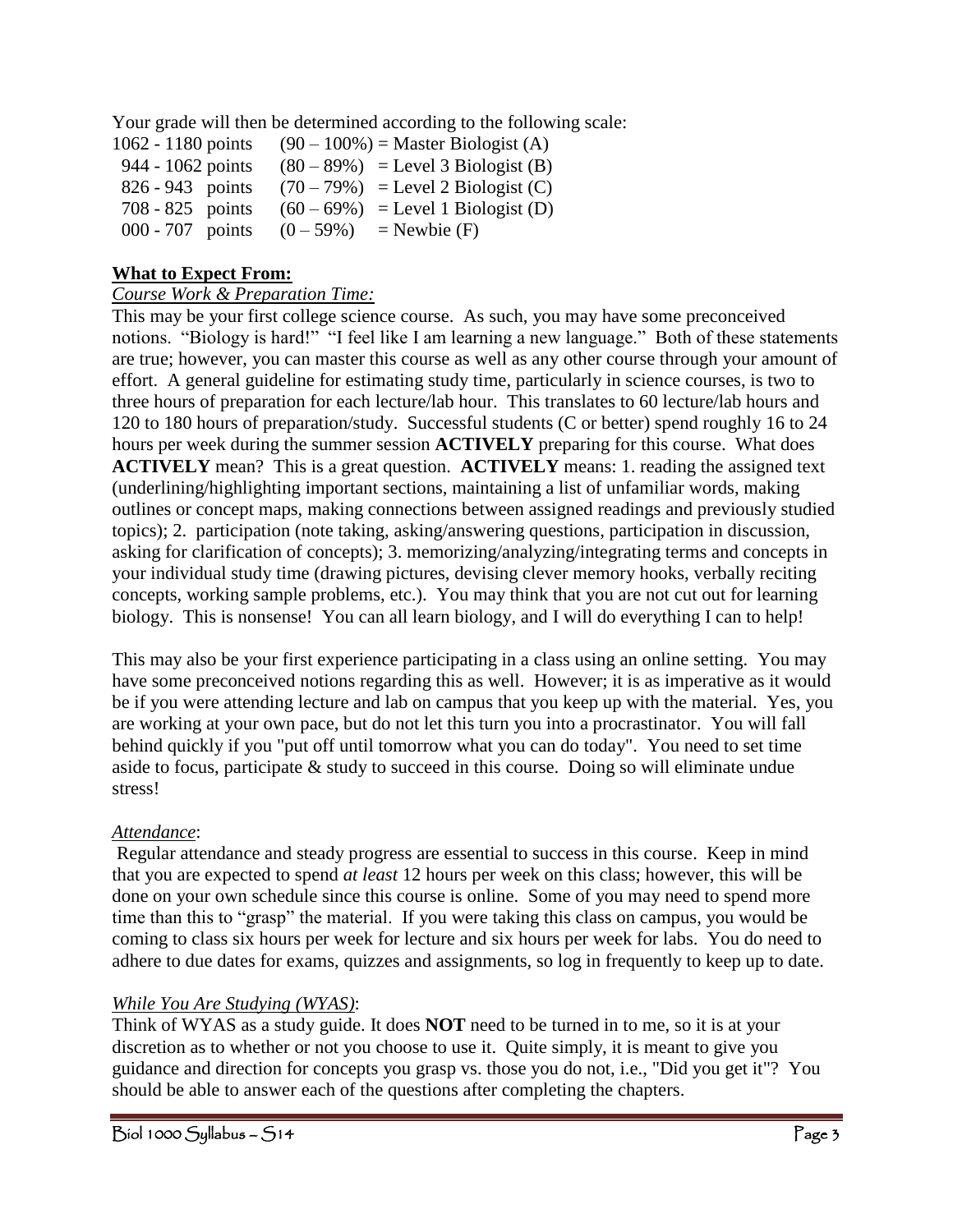Your grade will then be determined according to the following scale:

| | | |
|---|---|---|
| 1062 - 1180 points | (90 – 100%) | = Master Biologist (A) |
| 944 - 1062 points | (80 – 89%) | = Level 3 Biologist (B) |
| 826 - 943 points | (70 – 79%) | = Level 2 Biologist (C) |
| 708 - 825 points | (60 – 69%) | = Level 1 Biologist (D) |
| 000 - 707 points | (0 – 59%) | = Newbie (F) |

**What to Expect From:**

*Course Work & Preparation Time:*

This may be your first college science course. As such, you may have some preconceived notions. "Biology is hard!" "I feel like I am learning a new language." Both of these statements are true; however, you can master this course as well as any other course through your amount of effort. A general guideline for estimating study time, particularly in science courses, is two to three hours of preparation for each lecture/lab hour. This translates to 60 lecture/lab hours and 120 to 180 hours of preparation/study. Successful students (C or better) spend roughly 16 to 24 hours per week during the summer session **ACTIVELY** preparing for this course. What does **ACTIVELY** mean? This is a great question. **ACTIVELY** means: 1. reading the assigned text (underlining/highlighting important sections, maintaining a list of unfamiliar words, making outlines or concept maps, making connections between assigned readings and previously studied topics); 2. participation (note taking, asking/answering questions, participation in discussion, asking for clarification of concepts); 3. memorizing/analyzing/integrating terms and concepts in your individual study time (drawing pictures, devising clever memory hooks, verbally reciting concepts, working sample problems, etc.). You may think that you are not cut out for learning biology. This is nonsense! You can all learn biology, and I will do everything I can to help!

This may also be your first experience participating in a class using an online setting. You may have some preconceived notions regarding this as well. However; it is as imperative as it would be if you were attending lecture and lab on campus that you keep up with the material. Yes, you are working at your own pace, but do not let this turn you into a procrastinator. You will fall behind quickly if you "put off until tomorrow what you can do today". You need to set time aside to focus, participate & study to succeed in this course. Doing so will eliminate undue stress!

*Attendance*:

Regular attendance and steady progress are essential to success in this course. Keep in mind that you are expected to spend *at least* 12 hours per week on this class; however, this will be done on your own schedule since this course is online. Some of you may need to spend more time than this to "grasp" the material. If you were taking this class on campus, you would be coming to class six hours per week for lecture and six hours per week for labs. You do need to adhere to due dates for exams, quizzes and assignments, so log in frequently to keep up to date.

*While You Are Studying (WYAS)*:

Think of WYAS as a study guide. It does **NOT** need to be turned in to me, so it is at your discretion as to whether or not you choose to use it. Quite simply, it is meant to give you guidance and direction for concepts you grasp vs. those you do not, i.e., "Did you get it"? You should be able to answer each of the questions after completing the chapters.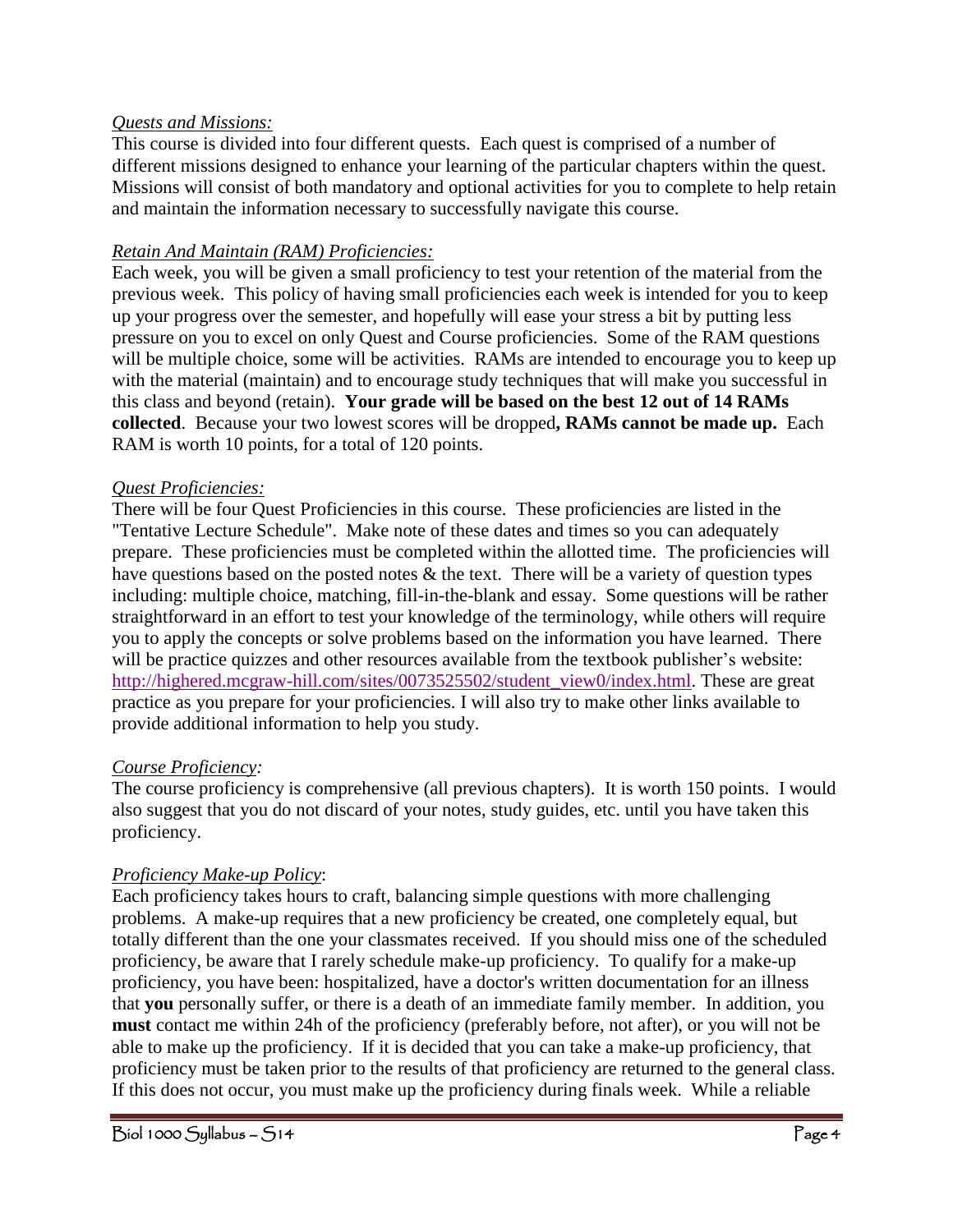*Quests and Missions:*

This course is divided into four different quests. Each quest is comprised of a number of different missions designed to enhance your learning of the particular chapters within the quest. Missions will consist of both mandatory and optional activities for you to complete to help retain and maintain the information necessary to successfully navigate this course.

*Retain And Maintain (RAM) Proficiencies:*

Each week, you will be given a small proficiency to test your retention of the material from the previous week. This policy of having small proficiencies each week is intended for you to keep up your progress over the semester, and hopefully will ease your stress a bit by putting less pressure on you to excel on only Quest and Course proficiencies. Some of the RAM questions will be multiple choice, some will be activities. RAMs are intended to encourage you to keep up with the material (maintain) and to encourage study techniques that will make you successful in this class and beyond (retain). **Your grade will be based on the best 12 out of 14 RAMs collected**. Because your two lowest scores will be dropped**, RAMs cannot be made up.** Each RAM is worth 10 points, for a total of 120 points.

*Quest Proficiencies:*

There will be four Quest Proficiencies in this course. These proficiencies are listed in the "Tentative Lecture Schedule". Make note of these dates and times so you can adequately prepare. These proficiencies must be completed within the allotted time. The proficiencies will have questions based on the posted notes & the text. There will be a variety of question types including: multiple choice, matching, fill-in-the-blank and essay. Some questions will be rather straightforward in an effort to test your knowledge of the terminology, while others will require you to apply the concepts or solve problems based on the information you have learned. There will be practice quizzes and other resources available from the textbook publisher's website: http://highered.mcgraw-hill.com/sites/0073525502/student_view0/index.html. These are great practice as you prepare for your proficiencies. I will also try to make other links available to provide additional information to help you study.

*Course Proficiency:*

The course proficiency is comprehensive (all previous chapters). It is worth 150 points. I would also suggest that you do not discard of your notes, study guides, etc. until you have taken this proficiency.

*Proficiency Make-up Policy*:

Each proficiency takes hours to craft, balancing simple questions with more challenging problems. A make-up requires that a new proficiency be created, one completely equal, but totally different than the one your classmates received. If you should miss one of the scheduled proficiency, be aware that I rarely schedule make-up proficiency. To qualify for a make-up proficiency, you have been: hospitalized, have a doctor's written documentation for an illness that **you** personally suffer, or there is a death of an immediate family member. In addition, you **must** contact me within 24h of the proficiency (preferably before, not after), or you will not be able to make up the proficiency. If it is decided that you can take a make-up proficiency, that proficiency must be taken prior to the results of that proficiency are returned to the general class. If this does not occur, you must make up the proficiency during finals week. While a reliable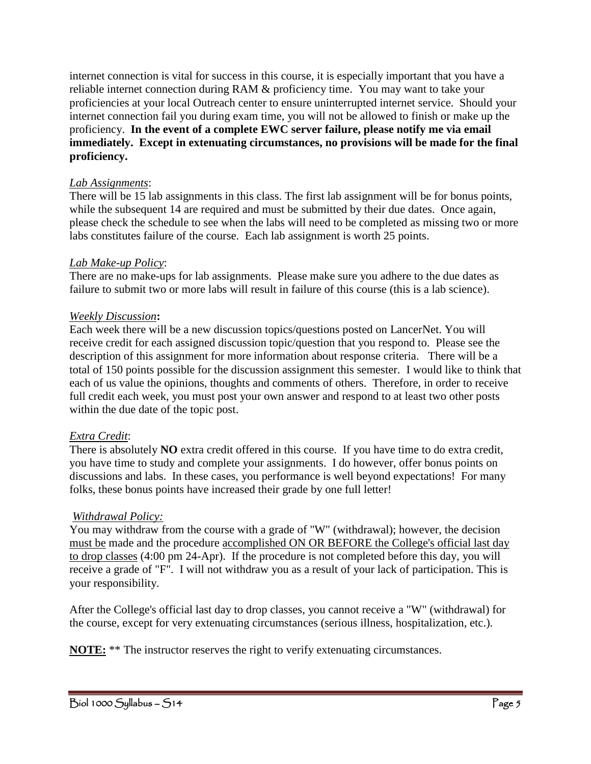internet connection is vital for success in this course, it is especially important that you have a reliable internet connection during RAM & proficiency time. You may want to take your proficiencies at your local Outreach center to ensure uninterrupted internet service. Should your internet connection fail you during exam time, you will not be allowed to finish or make up the proficiency. **In the event of a complete EWC server failure, please notify me via email immediately. Except in extenuating circumstances, no provisions will be made for the final proficiency.**

*Lab Assignments*:
There will be 15 lab assignments in this class. The first lab assignment will be for bonus points, while the subsequent 14 are required and must be submitted by their due dates. Once again, please check the schedule to see when the labs will need to be completed as missing two or more labs constitutes failure of the course. Each lab assignment is worth 25 points.

*Lab Make-up Policy*:
There are no make-ups for lab assignments. Please make sure you adhere to the due dates as failure to submit two or more labs will result in failure of this course (this is a lab science).

*Weekly Discussion***:**
Each week there will be a new discussion topics/questions posted on LancerNet. You will receive credit for each assigned discussion topic/question that you respond to. Please see the description of this assignment for more information about response criteria. There will be a total of 150 points possible for the discussion assignment this semester. I would like to think that each of us value the opinions, thoughts and comments of others. Therefore, in order to receive full credit each week, you must post your own answer and respond to at least two other posts within the due date of the topic post.

*Extra Credit*:
There is absolutely **NO** extra credit offered in this course. If you have time to do extra credit, you have time to study and complete your assignments. I do however, offer bonus points on discussions and labs. In these cases, you performance is well beyond expectations! For many folks, these bonus points have increased their grade by one full letter!

*Withdrawal Policy:*
You may withdraw from the course with a grade of "W" (withdrawal); however, the decision must be made and the procedure accomplished ON OR BEFORE the College's official last day to drop classes (4:00 pm 24-Apr). If the procedure is not completed before this day, you will receive a grade of "F". I will not withdraw you as a result of your lack of participation. This is your responsibility.

After the College's official last day to drop classes, you cannot receive a "W" (withdrawal) for the course, except for very extenuating circumstances (serious illness, hospitalization, etc.).

**NOTE:** ** The instructor reserves the right to verify extenuating circumstances.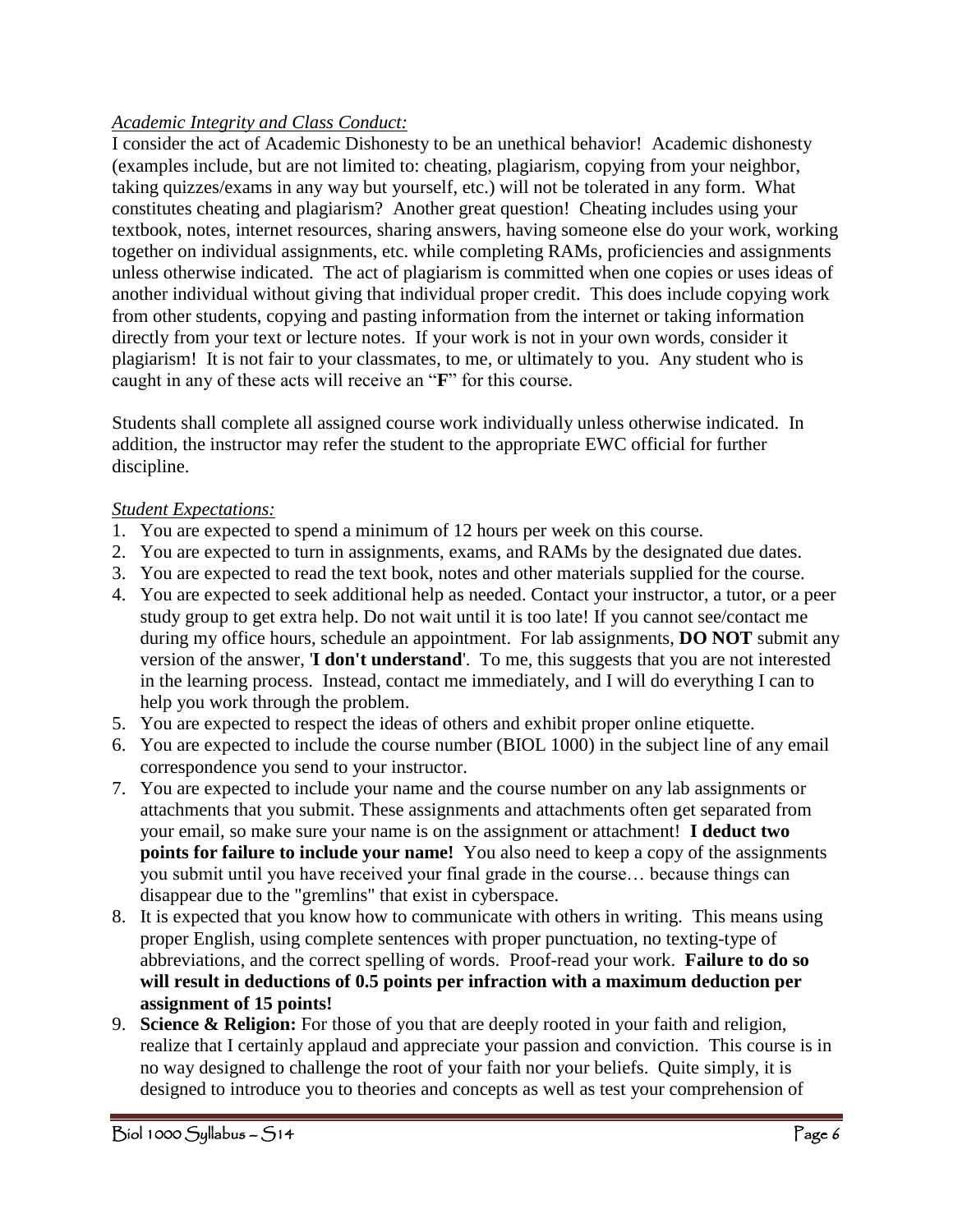*Academic Integrity and Class Conduct:*

I consider the act of Academic Dishonesty to be an unethical behavior! Academic dishonesty (examples include, but are not limited to: cheating, plagiarism, copying from your neighbor, taking quizzes/exams in any way but yourself, etc.) will not be tolerated in any form. What constitutes cheating and plagiarism? Another great question! Cheating includes using your textbook, notes, internet resources, sharing answers, having someone else do your work, working together on individual assignments, etc. while completing RAMs, proficiencies and assignments unless otherwise indicated. The act of plagiarism is committed when one copies or uses ideas of another individual without giving that individual proper credit. This does include copying work from other students, copying and pasting information from the internet or taking information directly from your text or lecture notes. If your work is not in your own words, consider it plagiarism! It is not fair to your classmates, to me, or ultimately to you. Any student who is caught in any of these acts will receive an "**F**" for this course.

Students shall complete all assigned course work individually unless otherwise indicated. In addition, the instructor may refer the student to the appropriate EWC official for further discipline.

*Student Expectations:*

1. You are expected to spend a minimum of 12 hours per week on this course.
2. You are expected to turn in assignments, exams, and RAMs by the designated due dates.
3. You are expected to read the text book, notes and other materials supplied for the course.
4. You are expected to seek additional help as needed. Contact your instructor, a tutor, or a peer study group to get extra help. Do not wait until it is too late! If you cannot see/contact me during my office hours, schedule an appointment. For lab assignments, **DO NOT** submit any version of the answer, '**I don't understand**'. To me, this suggests that you are not interested in the learning process. Instead, contact me immediately, and I will do everything I can to help you work through the problem.
5. You are expected to respect the ideas of others and exhibit proper online etiquette.
6. You are expected to include the course number (BIOL 1000) in the subject line of any email correspondence you send to your instructor.
7. You are expected to include your name and the course number on any lab assignments or attachments that you submit. These assignments and attachments often get separated from your email, so make sure your name is on the assignment or attachment! **I deduct two points for failure to include your name!** You also need to keep a copy of the assignments you submit until you have received your final grade in the course… because things can disappear due to the "gremlins" that exist in cyberspace.
8. It is expected that you know how to communicate with others in writing. This means using proper English, using complete sentences with proper punctuation, no texting-type of abbreviations, and the correct spelling of words. Proof-read your work. **Failure to do so will result in deductions of 0.5 points per infraction with a maximum deduction per assignment of 15 points!**
9. **Science & Religion:** For those of you that are deeply rooted in your faith and religion, realize that I certainly applaud and appreciate your passion and conviction. This course is in no way designed to challenge the root of your faith nor your beliefs. Quite simply, it is designed to introduce you to theories and concepts as well as test your comprehension of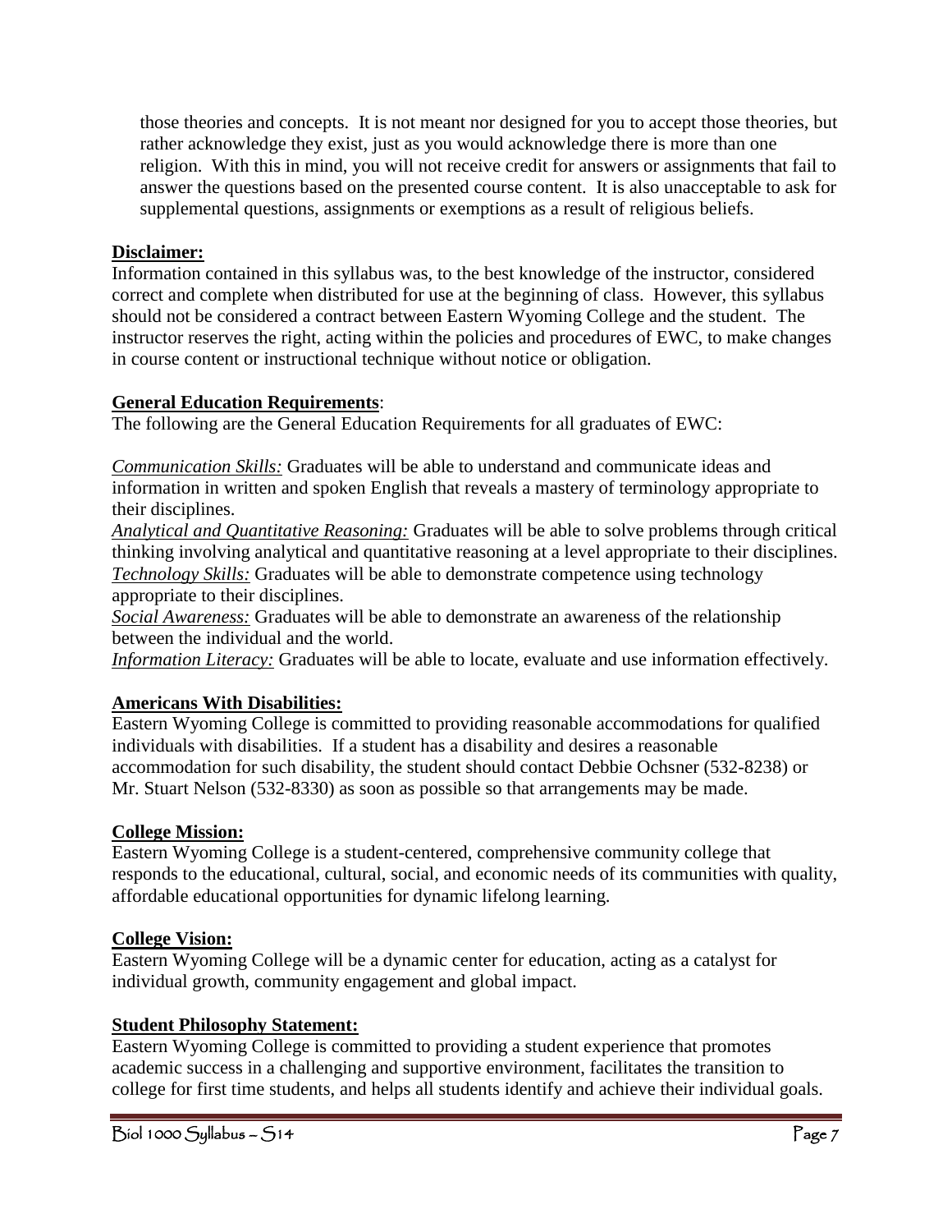those theories and concepts. It is not meant nor designed for you to accept those theories, but rather acknowledge they exist, just as you would acknowledge there is more than one religion. With this in mind, you will not receive credit for answers or assignments that fail to answer the questions based on the presented course content. It is also unacceptable to ask for supplemental questions, assignments or exemptions as a result of religious beliefs.

**Disclaimer:**

Information contained in this syllabus was, to the best knowledge of the instructor, considered correct and complete when distributed for use at the beginning of class. However, this syllabus should not be considered a contract between Eastern Wyoming College and the student. The instructor reserves the right, acting within the policies and procedures of EWC, to make changes in course content or instructional technique without notice or obligation.

**General Education Requirements**:

The following are the General Education Requirements for all graduates of EWC:

*Communication Skills:* Graduates will be able to understand and communicate ideas and information in written and spoken English that reveals a mastery of terminology appropriate to their disciplines.
*Analytical and Quantitative Reasoning:* Graduates will be able to solve problems through critical thinking involving analytical and quantitative reasoning at a level appropriate to their disciplines.
*Technology Skills:* Graduates will be able to demonstrate competence using technology appropriate to their disciplines.
*Social Awareness:* Graduates will be able to demonstrate an awareness of the relationship between the individual and the world.
*Information Literacy:* Graduates will be able to locate, evaluate and use information effectively.

**Americans With Disabilities:**

Eastern Wyoming College is committed to providing reasonable accommodations for qualified individuals with disabilities. If a student has a disability and desires a reasonable accommodation for such disability, the student should contact Debbie Ochsner (532-8238) or Mr. Stuart Nelson (532-8330) as soon as possible so that arrangements may be made.

**College Mission:**

Eastern Wyoming College is a student-centered, comprehensive community college that responds to the educational, cultural, social, and economic needs of its communities with quality, affordable educational opportunities for dynamic lifelong learning.

**College Vision:**

Eastern Wyoming College will be a dynamic center for education, acting as a catalyst for individual growth, community engagement and global impact.

**Student Philosophy Statement:**

Eastern Wyoming College is committed to providing a student experience that promotes academic success in a challenging and supportive environment, facilitates the transition to college for first time students, and helps all students identify and achieve their individual goals.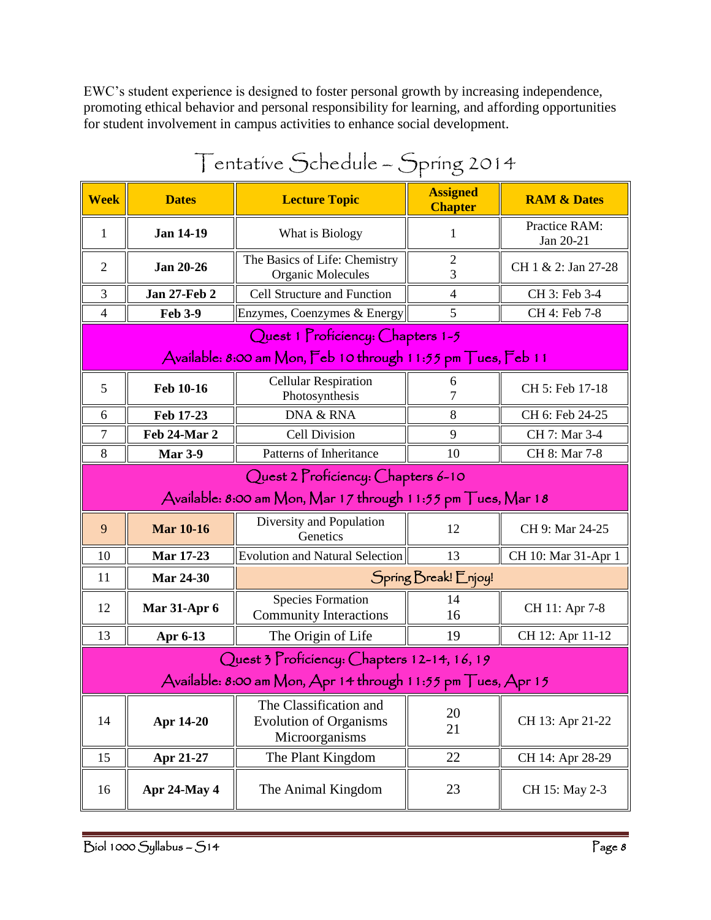EWC's student experience is designed to foster personal growth by increasing independence, promoting ethical behavior and personal responsibility for learning, and affording opportunities for student involvement in campus activities to enhance social development.

# Tentative Schedule – Spring 2014

| Week | Dates | Lecture Topic | Assigned Chapter | RAM & Dates |
|---|---|---|---|---|
| 1 | **Jan 14-19** | What is Biology | 1 | Practice RAM: Jan 20-21 |
| 2 | **Jan 20-26** | The Basics of Life: Chemistry<br>Organic Molecules | 2<br>3 | CH 1 & 2: Jan 27-28 |
| 3 | **Jan 27-Feb 2** | Cell Structure and Function | 4 | CH 3: Feb 3-4 |
| 4 | **Feb 3-9** | Enzymes, Coenzymes & Energy | 5 | CH 4: Feb 7-8 |
| **Quest 1 Proficiency: Chapters 1-5**<br>**Available: 8:00 am Mon, Feb 10 through 11:55 pm Tues, Feb 11** | | | | |
| 5 | **Feb 10-16** | Cellular Respiration<br>Photosynthesis | 6<br>7 | CH 5: Feb 17-18 |
| 6 | **Feb 17-23** | DNA & RNA | 8 | CH 6: Feb 24-25 |
| 7 | **Feb 24-Mar 2** | Cell Division | 9 | CH 7: Mar 3-4 |
| 8 | **Mar 3-9** | Patterns of Inheritance | 10 | CH 8: Mar 7-8 |
| **Quest 2 Proficiency: Chapters 6-10**<br>**Available: 8:00 am Mon, Mar 17 through 11:55 pm Tues, Mar 18** | | | | |
| 9 | **Mar 10-16** | Diversity and Population Genetics | 12 | CH 9: Mar 24-25 |
| 10 | **Mar 17-23** | Evolution and Natural Selection | 13 | CH 10: Mar 31-Apr 1 |
| 11 | **Mar 24-30** | Spring Break! Enjoy! | | |
| 12 | **Mar 31-Apr 6** | Species Formation<br>Community Interactions | 14<br>16 | CH 11: Apr 7-8 |
| 13 | **Apr 6-13** | The Origin of Life | 19 | CH 12: Apr 11-12 |
| **Quest 3 Proficiency: Chapters 12-14, 16, 19**<br>**Available: 8:00 am Mon, Apr 14 through 11:55 pm Tues, Apr 15** | | | | |
| 14 | **Apr 14-20** | The Classification and Evolution of Organisms<br>Microorganisms | 20<br>21 | CH 13: Apr 21-22 |
| 15 | **Apr 21-27** | The Plant Kingdom | 22 | CH 14: Apr 28-29 |
| 16 | **Apr 24-May 4** | The Animal Kingdom | 23 | CH 15: May 2-3 |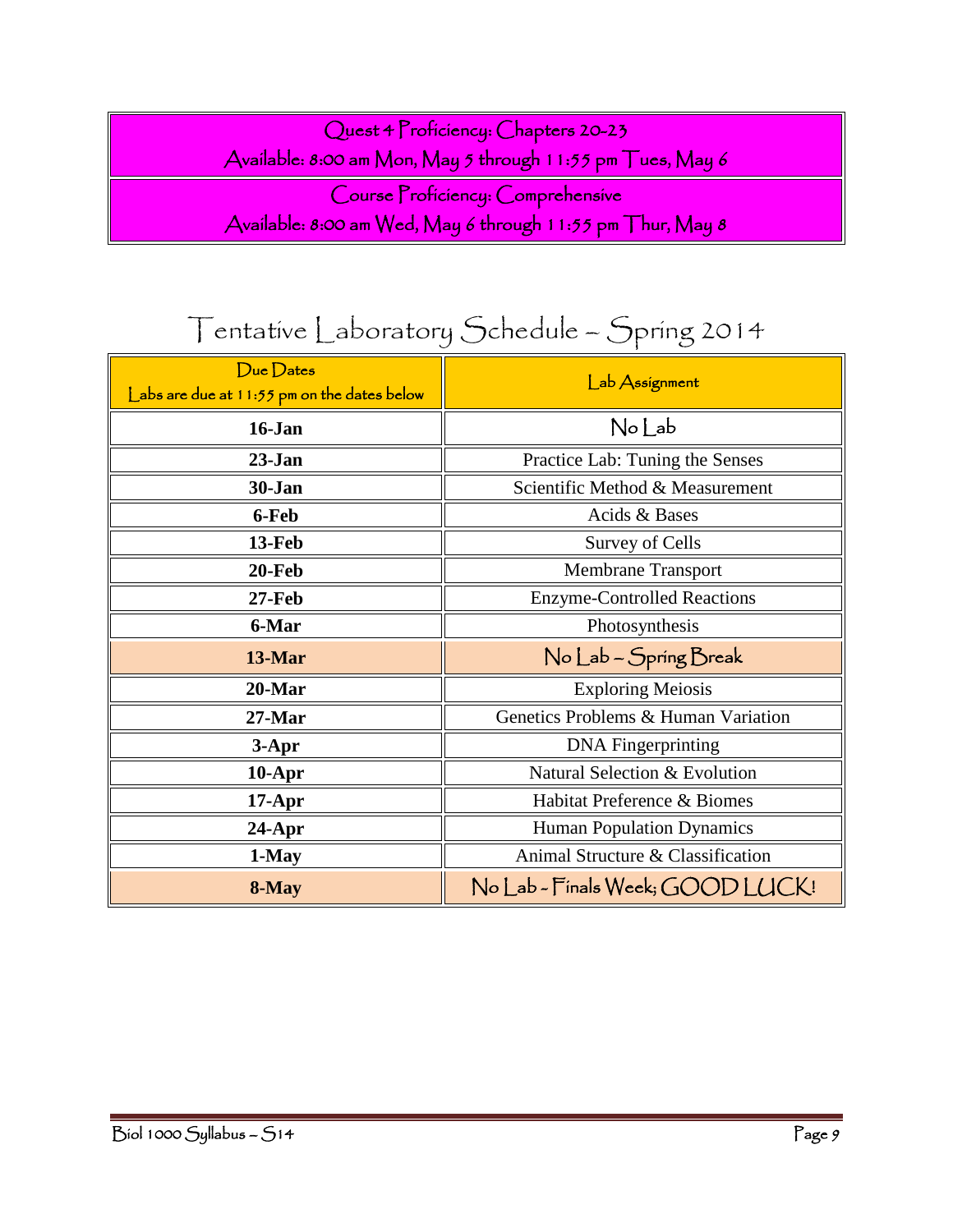| Quest 4 Proficiency: Chapters 20-23 |
|---|
| Available: 8:00 am Mon, May 5 through 11:55 pm Tues, May 6 |
| Course Proficiency: Comprehensive |
| Available: 8:00 am Wed, May 6 through 11:55 pm Thur, May 8 |

# Tentative Laboratory Schedule – Spring 2014

| Due Dates<br>Labs are due at 11:55 pm on the dates below | Lab Assignment |
|---|---|
| **16-Jan** | No Lab |
| **23-Jan** | Practice Lab: Tuning the Senses |
| **30-Jan** | Scientific Method & Measurement |
| **6-Feb** | Acids & Bases |
| **13-Feb** | Survey of Cells |
| **20-Feb** | Membrane Transport |
| **27-Feb** | Enzyme-Controlled Reactions |
| **6-Mar** | Photosynthesis |
| **13-Mar** | No Lab – Spring Break |
| **20-Mar** | Exploring Meiosis |
| **27-Mar** | Genetics Problems & Human Variation |
| **3-Apr** | DNA Fingerprinting |
| **10-Apr** | Natural Selection & Evolution |
| **17-Apr** | Habitat Preference & Biomes |
| **24-Apr** | Human Population Dynamics |
| **1-May** | Animal Structure & Classification |
| **8-May** | No Lab - Finals Week; GOOD LUCK! |